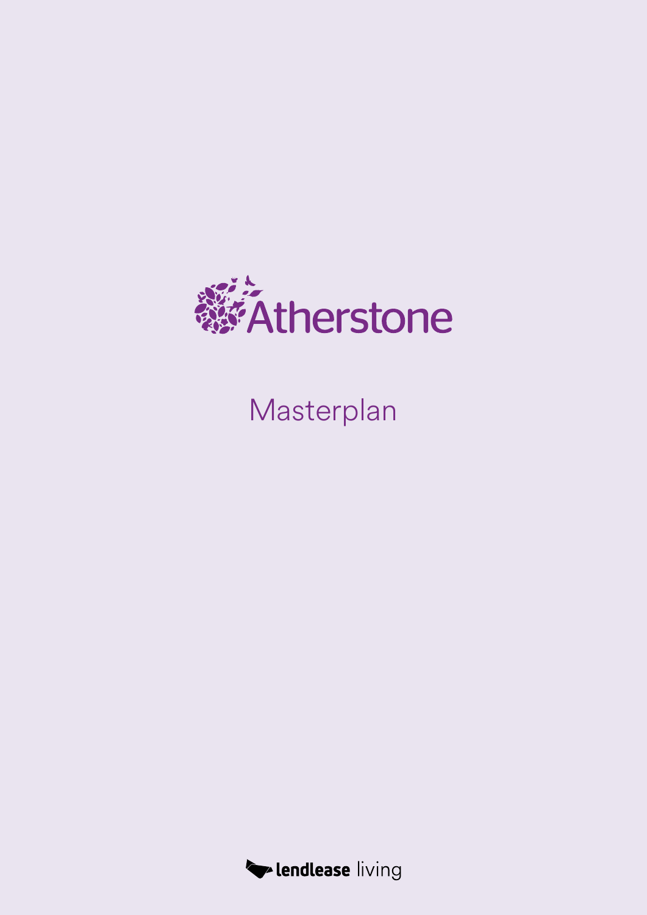# Atherstone

## Masterplan

lendlease living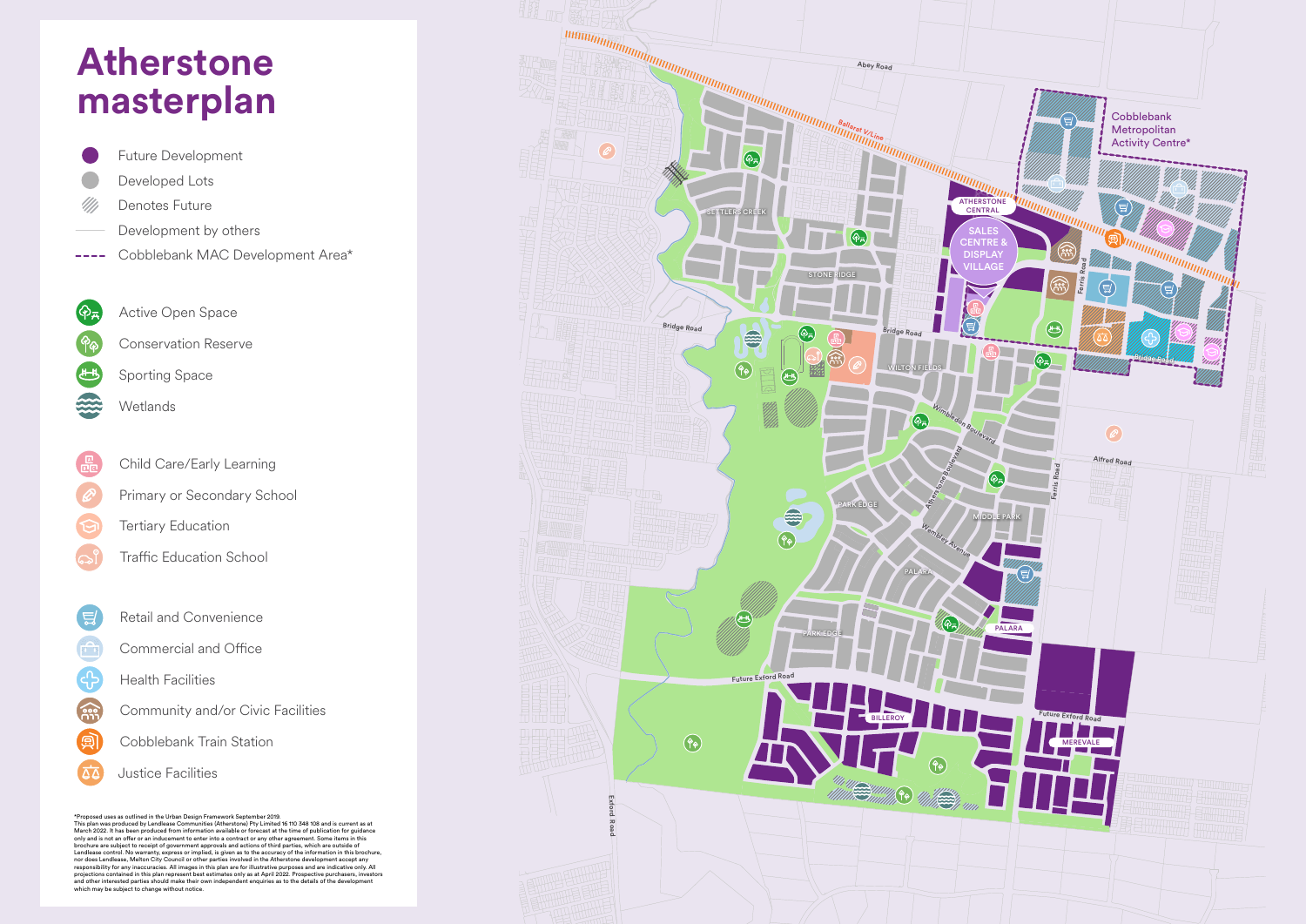# Atherstone masterplan

- Future Development
- Developed Lots
- Denotes Future
- Development by others
- Cobblebank MAC Development Area*

- Active Open Space
- Conservation Reserve
- Sporting Space
- Wetlands

- Child Care/Early Learning
- Primary or Secondary School
- Tertiary Education
- Traffic Education School

- Retail and Convenience
- Commercial and Office
- Health Facilities
- Community and/or Civic Facilities
- Cobblebank Train Station
- Justice Facilities

Abey Road

Ballarat V/Line

Cobblebank Metropolitan Activity Centre*

ATHERSTONE CENTRAL

SALES CENTRE & DISPLAY VILLAGE

SETTLERS CREEK

STONE RIDGE

Bridge Road

Bridge Road

WILTON FIELDS

Ferris Road

Bridge Road

Wimbledon Boulevard

Atherstone Boulevard

Alfred Road

Ferris Road

PARK EDGE

MIDDLE PARK

Wembley Avenue

PALARA

PALARA

PARK EDGE

Future Exford Road

BILLEROY

Future Exford Road

MEREVALE

Exford Road

*Proposed uses as outlined in the Urban Design Framework September 2019.
This plan was produced by Lendlease Communities (Atherstone) Pty Limited 16 110 348 108 and is current as at March 2022. It has been produced from information available or forecast at the time of publication for guidance only and is not an offer or an inducement to enter into a contract or any other agreement. Some items in this brochure are subject to receipt of government approvals and actions of third parties, which are outside of Lendlease control. No warranty, express or implied, is given as to the accuracy of the information in this brochure, nor does Lendlease, Melton City Council or other parties involved in the Atherstone development accept any responsibility for any inaccuracies. All images in this plan are for illustrative purposes and are indicative only. All projections contained in this plan represent best estimates only as at April 2022. Prospective purchasers, investors and other interested parties should make their own independent enquiries as to the details of the development which may be subject to change without notice.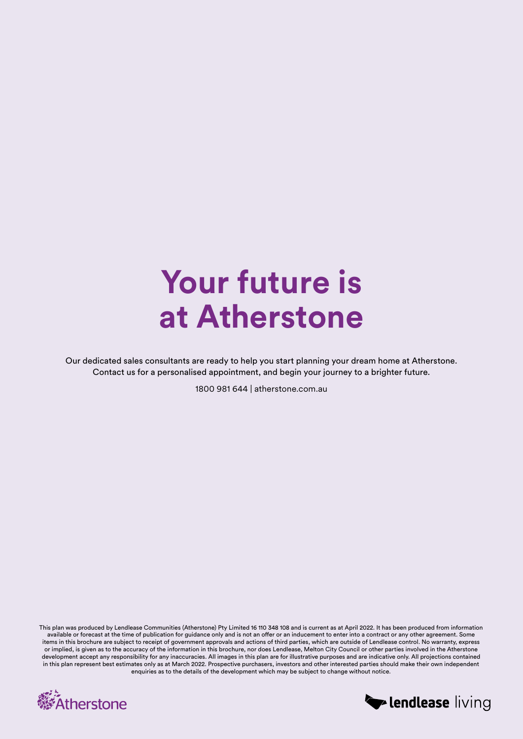# Your future is at Atherstone

Our dedicated sales consultants are ready to help you start planning your dream home at Atherstone. Contact us for a personalised appointment, and begin your journey to a brighter future.

1800 981 644 | atherstone.com.au

This plan was produced by Lendlease Communities (Atherstone) Pty Limited 16 110 348 108 and is current as at April 2022. It has been produced from information available or forecast at the time of publication for guidance only and is not an offer or an inducement to enter into a contract or any other agreement. Some items in this brochure are subject to receipt of government approvals and actions of third parties, which are outside of Lendlease control. No warranty, express or implied, is given as to the accuracy of the information in this brochure, nor does Lendlease, Melton City Council or other parties involved in the Atherstone development accept any responsibility for any inaccuracies. All images in this plan are for illustrative purposes and are indicative only. All projections contained in this plan represent best estimates only as at March 2022. Prospective purchasers, investors and other interested parties should make their own independent enquiries as to the details of the development which may be subject to change without notice.

Atherstone

lendlease living